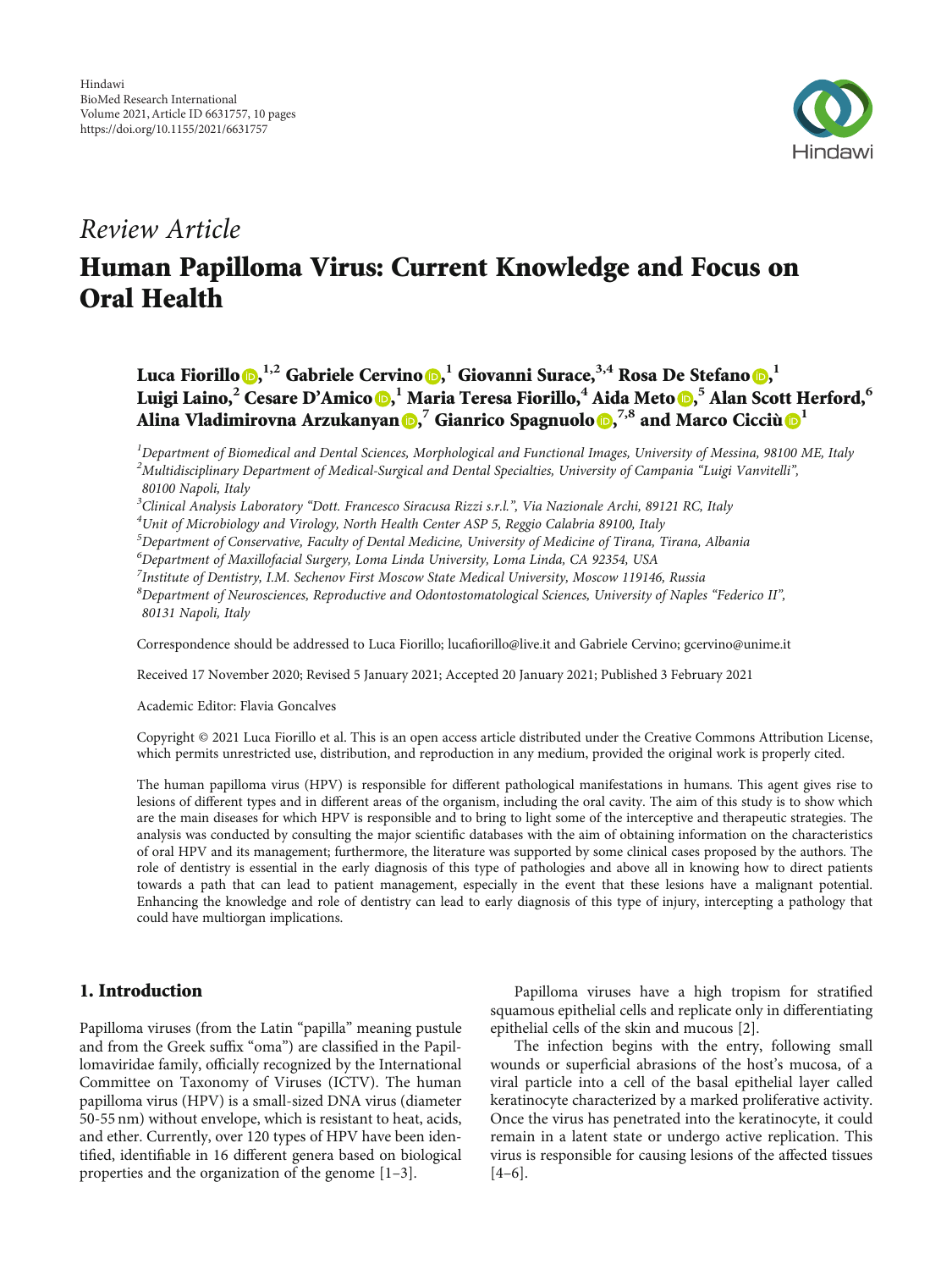Hindawi
BioMed Research International
Volume 2021, Article ID 6631757, 10 pages
https://doi.org/10.1155/2021/6631757

*Review Article*

# Human Papilloma Virus: Current Knowledge and Focus on Oral Health

**Luca Fiorillo,[1,2] Gabriele Cervino,[1] Giovanni Surace,[3,4] Rosa De Stefano,[1] Luigi Laino,[2] Cesare D'Amico,[1] Maria Teresa Fiorillo,[4] Aida Meto,[5] Alan Scott Herford,[6] Alina Vladimirovna Arzukanyan,[7] Gianrico Spagnuolo,[7,8] and Marco Cicciù[1]**

[1]*Department of Biomedical and Dental Sciences, Morphological and Functional Images, University of Messina, 98100 ME, Italy*
[2]*Multidisciplinary Department of Medical-Surgical and Dental Specialties, University of Campania "Luigi Vanvitelli", 80100 Napoli, Italy*
[3]*Clinical Analysis Laboratory "Dott. Francesco Siracusa Rizzi s.r.l.", Via Nazionale Archi, 89121 RC, Italy*
[4]*Unit of Microbiology and Virology, North Health Center ASP 5, Reggio Calabria 89100, Italy*
[5]*Department of Conservative, Faculty of Dental Medicine, University of Medicine of Tirana, Tirana, Albania*
[6]*Department of Maxillofacial Surgery, Loma Linda University, Loma Linda, CA 92354, USA*
[7]*Institute of Dentistry, I.M. Sechenov First Moscow State Medical University, Moscow 119146, Russia*
[8]*Department of Neurosciences, Reproductive and Odontostomatological Sciences, University of Naples "Federico II", 80131 Napoli, Italy*

Correspondence should be addressed to Luca Fiorillo; lucafiorillo@live.it and Gabriele Cervino; gcervino@unime.it

Received 17 November 2020; Revised 5 January 2021; Accepted 20 January 2021; Published 3 February 2021

Academic Editor: Flavia Goncalves

Copyright © 2021 Luca Fiorillo et al. This is an open access article distributed under the Creative Commons Attribution License, which permits unrestricted use, distribution, and reproduction in any medium, provided the original work is properly cited.

The human papilloma virus (HPV) is responsible for different pathological manifestations in humans. This agent gives rise to lesions of different types and in different areas of the organism, including the oral cavity. The aim of this study is to show which are the main diseases for which HPV is responsible and to bring to light some of the interceptive and therapeutic strategies. The analysis was conducted by consulting the major scientific databases with the aim of obtaining information on the characteristics of oral HPV and its management; furthermore, the literature was supported by some clinical cases proposed by the authors. The role of dentistry is essential in the early diagnosis of this type of pathologies and above all in knowing how to direct patients towards a path that can lead to patient management, especially in the event that these lesions have a malignant potential. Enhancing the knowledge and role of dentistry can lead to early diagnosis of this type of injury, intercepting a pathology that could have multiorgan implications.

## 1. Introduction

Papilloma viruses (from the Latin "papilla" meaning pustule and from the Greek suffix "oma") are classified in the Papillomaviridae family, officially recognized by the International Committee on Taxonomy of Viruses (ICTV). The human papilloma virus (HPV) is a small-sized DNA virus (diameter 50-55 nm) without envelope, which is resistant to heat, acids, and ether. Currently, over 120 types of HPV have been identified, identifiable in 16 different genera based on biological properties and the organization of the genome [1–3].

Papilloma viruses have a high tropism for stratified squamous epithelial cells and replicate only in differentiating epithelial cells of the skin and mucous [2].

The infection begins with the entry, following small wounds or superficial abrasions of the host's mucosa, of a viral particle into a cell of the basal epithelial layer called keratinocyte characterized by a marked proliferative activity. Once the virus has penetrated into the keratinocyte, it could remain in a latent state or undergo active replication. This virus is responsible for causing lesions of the affected tissues [4–6].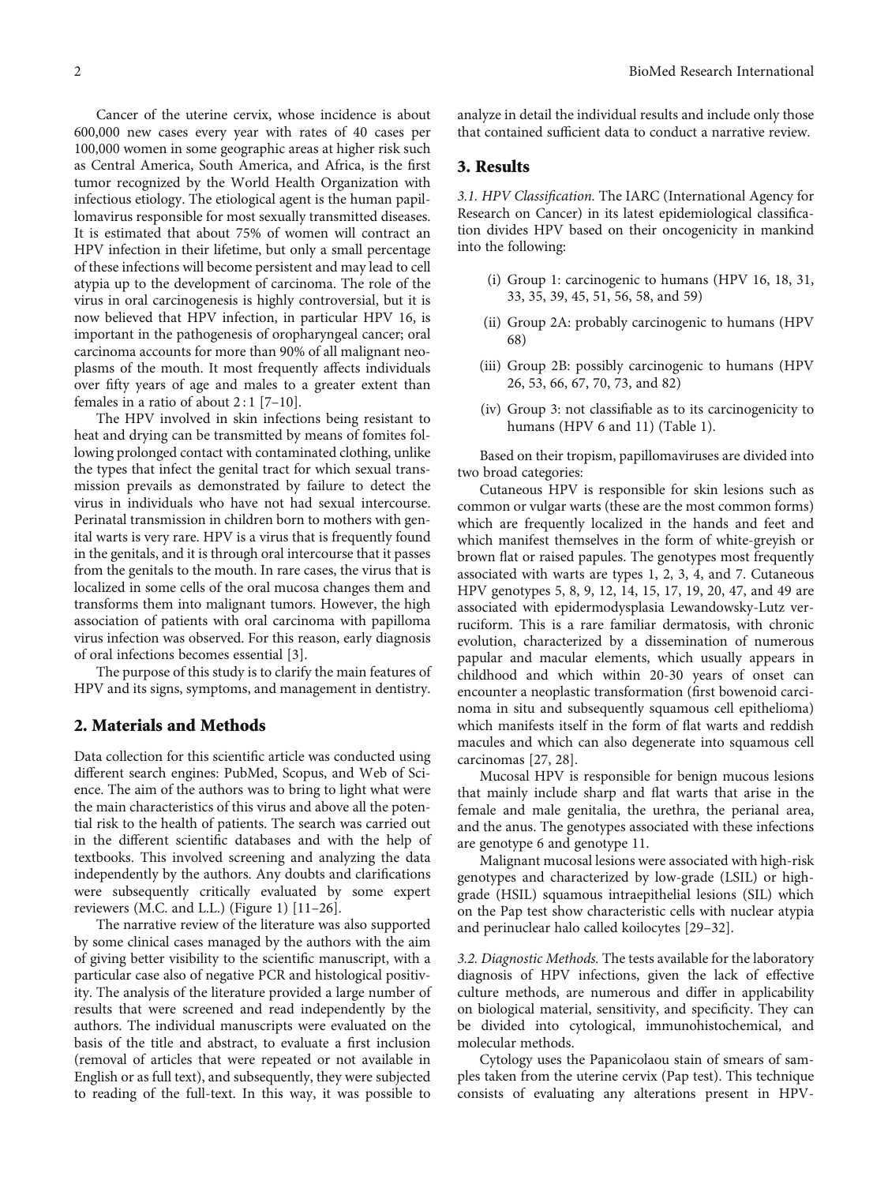Cancer of the uterine cervix, whose incidence is about 600,000 new cases every year with rates of 40 cases per 100,000 women in some geographic areas at higher risk such as Central America, South America, and Africa, is the first tumor recognized by the World Health Organization with infectious etiology. The etiological agent is the human papillomavirus responsible for most sexually transmitted diseases. It is estimated that about 75% of women will contract an HPV infection in their lifetime, but only a small percentage of these infections will become persistent and may lead to cell atypia up to the development of carcinoma. The role of the virus in oral carcinogenesis is highly controversial, but it is now believed that HPV infection, in particular HPV 16, is important in the pathogenesis of oropharyngeal cancer; oral carcinoma accounts for more than 90% of all malignant neoplasms of the mouth. It most frequently affects individuals over fifty years of age and males to a greater extent than females in a ratio of about 2 : 1 [7–10].

The HPV involved in skin infections being resistant to heat and drying can be transmitted by means of fomites following prolonged contact with contaminated clothing, unlike the types that infect the genital tract for which sexual transmission prevails as demonstrated by failure to detect the virus in individuals who have not had sexual intercourse. Perinatal transmission in children born to mothers with genital warts is very rare. HPV is a virus that is frequently found in the genitals, and it is through oral intercourse that it passes from the genitals to the mouth. In rare cases, the virus that is localized in some cells of the oral mucosa changes them and transforms them into malignant tumors. However, the high association of patients with oral carcinoma with papilloma virus infection was observed. For this reason, early diagnosis of oral infections becomes essential [3].

The purpose of this study is to clarify the main features of HPV and its signs, symptoms, and management in dentistry.

## 2. Materials and Methods

Data collection for this scientific article was conducted using different search engines: PubMed, Scopus, and Web of Science. The aim of the authors was to bring to light what were the main characteristics of this virus and above all the potential risk to the health of patients. The search was carried out in the different scientific databases and with the help of textbooks. This involved screening and analyzing the data independently by the authors. Any doubts and clarifications were subsequently critically evaluated by some expert reviewers (M.C. and L.L.) (Figure 1) [11–26].

The narrative review of the literature was also supported by some clinical cases managed by the authors with the aim of giving better visibility to the scientific manuscript, with a particular case also of negative PCR and histological positivity. The analysis of the literature provided a large number of results that were screened and read independently by the authors. The individual manuscripts were evaluated on the basis of the title and abstract, to evaluate a first inclusion (removal of articles that were repeated or not available in English or as full text), and subsequently, they were subjected to reading of the full-text. In this way, it was possible to analyze in detail the individual results and include only those that contained sufficient data to conduct a narrative review.

## 3. Results

*3.1. HPV Classification.* The IARC (International Agency for Research on Cancer) in its latest epidemiological classification divides HPV based on their oncogenicity in mankind into the following:

(i) Group 1: carcinogenic to humans (HPV 16, 18, 31, 33, 35, 39, 45, 51, 56, 58, and 59)

(ii) Group 2A: probably carcinogenic to humans (HPV 68)

(iii) Group 2B: possibly carcinogenic to humans (HPV 26, 53, 66, 67, 70, 73, and 82)

(iv) Group 3: not classifiable as to its carcinogenicity to humans (HPV 6 and 11) (Table 1).

Based on their tropism, papillomaviruses are divided into two broad categories:

Cutaneous HPV is responsible for skin lesions such as common or vulgar warts (these are the most common forms) which are frequently localized in the hands and feet and which manifest themselves in the form of white-greyish or brown flat or raised papules. The genotypes most frequently associated with warts are types 1, 2, 3, 4, and 7. Cutaneous HPV genotypes 5, 8, 9, 12, 14, 15, 17, 19, 20, 47, and 49 are associated with epidermodysplasia Lewandowsky-Lutz verruciform. This is a rare familiar dermatosis, with chronic evolution, characterized by a dissemination of numerous papular and macular elements, which usually appears in childhood and which within 20-30 years of onset can encounter a neoplastic transformation (first bowenoid carcinoma in situ and subsequently squamous cell epithelioma) which manifests itself in the form of flat warts and reddish macules and which can also degenerate into squamous cell carcinomas [27, 28].

Mucosal HPV is responsible for benign mucous lesions that mainly include sharp and flat warts that arise in the female and male genitalia, the urethra, the perianal area, and the anus. The genotypes associated with these infections are genotype 6 and genotype 11.

Malignant mucosal lesions were associated with high-risk genotypes and characterized by low-grade (LSIL) or high-grade (HSIL) squamous intraepithelial lesions (SIL) which on the Pap test show characteristic cells with nuclear atypia and perinuclear halo called koilocytes [29–32].

*3.2. Diagnostic Methods.* The tests available for the laboratory diagnosis of HPV infections, given the lack of effective culture methods, are numerous and differ in applicability on biological material, sensitivity, and specificity. They can be divided into cytological, immunohistochemical, and molecular methods.

Cytology uses the Papanicolaou stain of smears of samples taken from the uterine cervix (Pap test). This technique consists of evaluating any alterations present in HPV-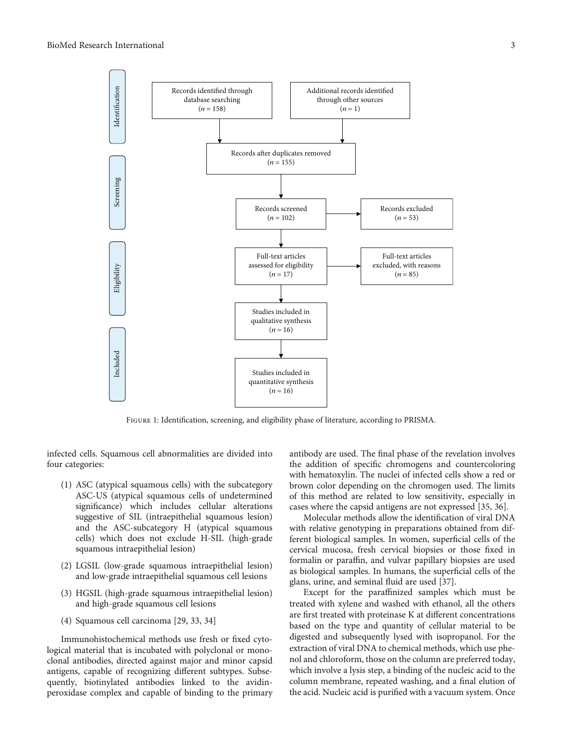Identification

Records identified through database searching ($n = 158$)

Additional records identified through other sources ($n = 1$)

Records after duplicates removed ($n = 155$)

Screening

Records screened ($n = 102$)

Records excluded ($n = 53$)

Eligibility

Full-text articles assessed for eligibility ($n = 17$)

Full-text articles excluded, with reasons ($n = 85$)

Studies included in qualitative synthesis ($n = 16$)

Included

Studies included in quantitative synthesis ($n = 16$)

Figure 1: Identification, screening, and eligibility phase of literature, according to PRISMA.

infected cells. Squamous cell abnormalities are divided into four categories:

(1) ASC (atypical squamous cells) with the subcategory ASC-US (atypical squamous cells of undetermined significance) which includes cellular alterations suggestive of SIL (intraepithelial squamous lesion) and the ASC-subcategory H (atypical squamous cells) which does not exclude H-SIL (high-grade squamous intraepithelial lesion)

(2) LGSIL (low-grade squamous intraepithelial lesion) and low-grade intraepithelial squamous cell lesions

(3) HGSIL (high-grade squamous intraepithelial lesion) and high-grade squamous cell lesions

(4) Squamous cell carcinoma [29, 33, 34]

Immunohistochemical methods use fresh or fixed cytological material that is incubated with polyclonal or monoclonal antibodies, directed against major and minor capsid antigens, capable of recognizing different subtypes. Subsequently, biotinylated antibodies linked to the avidin-peroxidase complex and capable of binding to the primary antibody are used. The final phase of the revelation involves the addition of specific chromogens and countercoloring with hematoxylin. The nuclei of infected cells show a red or brown color depending on the chromogen used. The limits of this method are related to low sensitivity, especially in cases where the capsid antigens are not expressed [35, 36].

Molecular methods allow the identification of viral DNA with relative genotyping in preparations obtained from different biological samples. In women, superficial cells of the cervical mucosa, fresh cervical biopsies or those fixed in formalin or paraffin, and vulvar papillary biopsies are used as biological samples. In humans, the superficial cells of the glans, urine, and seminal fluid are used [37].

Except for the paraffinized samples which must be treated with xylene and washed with ethanol, all the others are first treated with proteinase K at different concentrations based on the type and quantity of cellular material to be digested and subsequently lysed with isopropanol. For the extraction of viral DNA to chemical methods, which use phenol and chloroform, those on the column are preferred today, which involve a lysis step, a binding of the nucleic acid to the column membrane, repeated washing, and a final elution of the acid. Nucleic acid is purified with a vacuum system. Once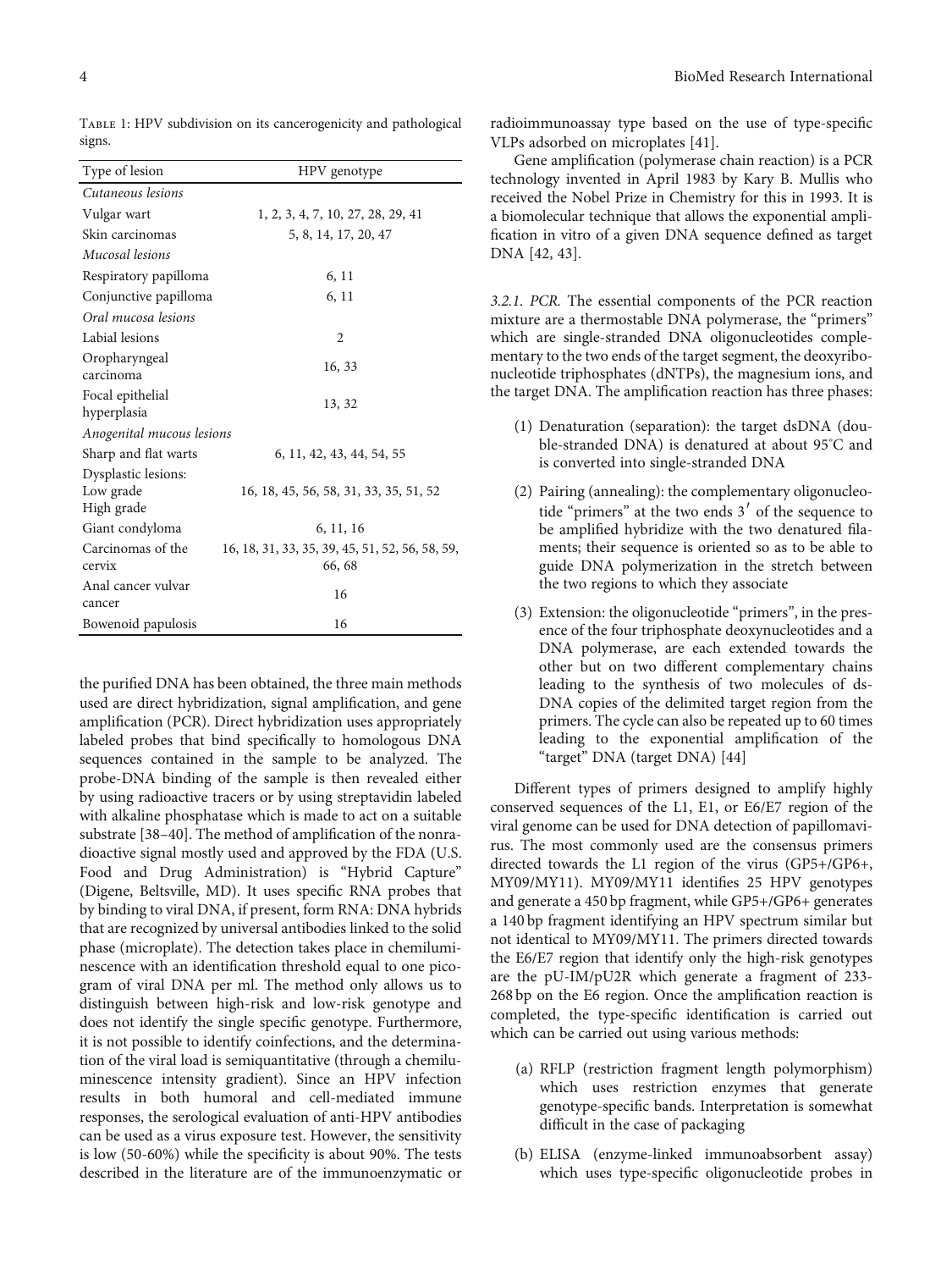Table 1: HPV subdivision on its cancerogenicity and pathological signs.

| Type of lesion | HPV genotype |
|---|---|
| *Cutaneous lesions* | |
| Vulgar wart | 1, 2, 3, 4, 7, 10, 27, 28, 29, 41 |
| Skin carcinomas | 5, 8, 14, 17, 20, 47 |
| *Mucosal lesions* | |
| Respiratory papilloma | 6, 11 |
| Conjunctive papilloma | 6, 11 |
| *Oral mucosa lesions* | |
| Labial lesions | 2 |
| Oropharyngeal carcinoma | 16, 33 |
| Focal epithelial hyperplasia | 13, 32 |
| *Anogenital mucous lesions* | |
| Sharp and flat warts | 6, 11, 42, 43, 44, 54, 55 |
| Dysplastic lesions: Low grade High grade | 16, 18, 45, 56, 58, 31, 33, 35, 51, 52 |
| Giant condyloma | 6, 11, 16 |
| Carcinomas of the cervix | 16, 18, 31, 33, 35, 39, 45, 51, 52, 56, 58, 59, 66, 68 |
| Anal cancer vulvar cancer | 16 |
| Bowenoid papulosis | 16 |

the purified DNA has been obtained, the three main methods used are direct hybridization, signal amplification, and gene amplification (PCR). Direct hybridization uses appropriately labeled probes that bind specifically to homologous DNA sequences contained in the sample to be analyzed. The probe-DNA binding of the sample is then revealed either by using radioactive tracers or by using streptavidin labeled with alkaline phosphatase which is made to act on a suitable substrate [38–40]. The method of amplification of the nonradioactive signal mostly used and approved by the FDA (U.S. Food and Drug Administration) is "Hybrid Capture" (Digene, Beltsville, MD). It uses specific RNA probes that by binding to viral DNA, if present, form RNA: DNA hybrids that are recognized by universal antibodies linked to the solid phase (microplate). The detection takes place in chemiluminescence with an identification threshold equal to one picogram of viral DNA per ml. The method only allows us to distinguish between high-risk and low-risk genotype and does not identify the single specific genotype. Furthermore, it is not possible to identify coinfections, and the determination of the viral load is semiquantitative (through a chemiluminescence intensity gradient). Since an HPV infection results in both humoral and cell-mediated immune responses, the serological evaluation of anti-HPV antibodies can be used as a virus exposure test. However, the sensitivity is low (50-60%) while the specificity is about 90%. The tests described in the literature are of the immunoenzymatic or radioimmunoassay type based on the use of type-specific VLPs adsorbed on microplates [41].

Gene amplification (polymerase chain reaction) is a PCR technology invented in April 1983 by Kary B. Mullis who received the Nobel Prize in Chemistry for this in 1993. It is a biomolecular technique that allows the exponential amplification in vitro of a given DNA sequence defined as target DNA [42, 43].

*3.2.1. PCR.* The essential components of the PCR reaction mixture are a thermostable DNA polymerase, the "primers" which are single-stranded DNA oligonucleotides complementary to the two ends of the target segment, the deoxyribonucleotide triphosphates (dNTPs), the magnesium ions, and the target DNA. The amplification reaction has three phases:

(1) Denaturation (separation): the target dsDNA (double-stranded DNA) is denatured at about 95°C and is converted into single-stranded DNA

(2) Pairing (annealing): the complementary oligonucleotide "primers" at the two ends $3'$ of the sequence to be amplified hybridize with the two denatured filaments; their sequence is oriented so as to be able to guide DNA polymerization in the stretch between the two regions to which they associate

(3) Extension: the oligonucleotide "primers", in the presence of the four triphosphate deoxynucleotides and a DNA polymerase, are each extended towards the other but on two different complementary chains leading to the synthesis of two molecules of ds-DNA copies of the delimited target region from the primers. The cycle can also be repeated up to 60 times leading to the exponential amplification of the "target" DNA (target DNA) [44]

Different types of primers designed to amplify highly conserved sequences of the L1, E1, or E6/E7 region of the viral genome can be used for DNA detection of papillomavirus. The most commonly used are the consensus primers directed towards the L1 region of the virus (GP5+/GP6+, MY09/MY11). MY09/MY11 identifies 25 HPV genotypes and generate a 450 bp fragment, while GP5+/GP6+ generates a 140 bp fragment identifying an HPV spectrum similar but not identical to MY09/MY11. The primers directed towards the E6/E7 region that identify only the high-risk genotypes are the pU-IM/pU2R which generate a fragment of 233-268 bp on the E6 region. Once the amplification reaction is completed, the type-specific identification is carried out which can be carried out using various methods:

(a) RFLP (restriction fragment length polymorphism) which uses restriction enzymes that generate genotype-specific bands. Interpretation is somewhat difficult in the case of packaging

(b) ELISA (enzyme-linked immunoabsorbent assay) which uses type-specific oligonucleotide probes in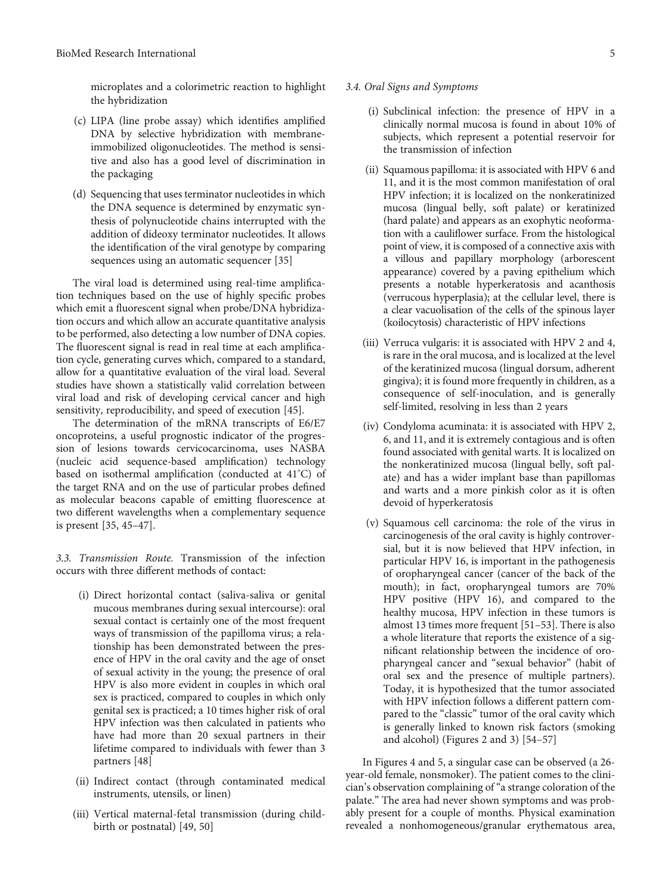microplates and a colorimetric reaction to highlight the hybridization

(c) LIPA (line probe assay) which identifies amplified DNA by selective hybridization with membrane-immobilized oligonucleotides. The method is sensitive and also has a good level of discrimination in the packaging

(d) Sequencing that uses terminator nucleotides in which the DNA sequence is determined by enzymatic synthesis of polynucleotide chains interrupted with the addition of dideoxy terminator nucleotides. It allows the identification of the viral genotype by comparing sequences using an automatic sequencer [35]

The viral load is determined using real-time amplification techniques based on the use of highly specific probes which emit a fluorescent signal when probe/DNA hybridization occurs and which allow an accurate quantitative analysis to be performed, also detecting a low number of DNA copies. The fluorescent signal is read in real time at each amplification cycle, generating curves which, compared to a standard, allow for a quantitative evaluation of the viral load. Several studies have shown a statistically valid correlation between viral load and risk of developing cervical cancer and high sensitivity, reproducibility, and speed of execution [45].

The determination of the mRNA transcripts of E6/E7 oncoproteins, a useful prognostic indicator of the progression of lesions towards cervicocarcinoma, uses NASBA (nucleic acid sequence-based amplification) technology based on isothermal amplification (conducted at 41°C) of the target RNA and on the use of particular probes defined as molecular beacons capable of emitting fluorescence at two different wavelengths when a complementary sequence is present [35, 45–47].

*3.3. Transmission Route.* Transmission of the infection occurs with three different methods of contact:

(i) Direct horizontal contact (saliva-saliva or genital mucous membranes during sexual intercourse): oral sexual contact is certainly one of the most frequent ways of transmission of the papilloma virus; a relationship has been demonstrated between the presence of HPV in the oral cavity and the age of onset of sexual activity in the young; the presence of oral HPV is also more evident in couples in which oral sex is practiced, compared to couples in which only genital sex is practiced; a 10 times higher risk of oral HPV infection was then calculated in patients who have had more than 20 sexual partners in their lifetime compared to individuals with fewer than 3 partners [48]

(ii) Indirect contact (through contaminated medical instruments, utensils, or linen)

(iii) Vertical maternal-fetal transmission (during childbirth or postnatal) [49, 50]

*3.4. Oral Signs and Symptoms*

(i) Subclinical infection: the presence of HPV in a clinically normal mucosa is found in about 10% of subjects, which represent a potential reservoir for the transmission of infection

(ii) Squamous papilloma: it is associated with HPV 6 and 11, and it is the most common manifestation of oral HPV infection; it is localized on the nonkeratinized mucosa (lingual belly, soft palate) or keratinized (hard palate) and appears as an exophytic neoformation with a cauliflower surface. From the histological point of view, it is composed of a connective axis with a villous and papillary morphology (arborescent appearance) covered by a paving epithelium which presents a notable hyperkeratosis and acanthosis (verrucous hyperplasia); at the cellular level, there is a clear vacuolisation of the cells of the spinous layer (koilocytosis) characteristic of HPV infections

(iii) Verruca vulgaris: it is associated with HPV 2 and 4, is rare in the oral mucosa, and is localized at the level of the keratinized mucosa (lingual dorsum, adherent gingiva); it is found more frequently in children, as a consequence of self-inoculation, and is generally self-limited, resolving in less than 2 years

(iv) Condyloma acuminata: it is associated with HPV 2, 6, and 11, and it is extremely contagious and is often found associated with genital warts. It is localized on the nonkeratinized mucosa (lingual belly, soft palate) and has a wider implant base than papillomas and warts and a more pinkish color as it is often devoid of hyperkeratosis

(v) Squamous cell carcinoma: the role of the virus in carcinogenesis of the oral cavity is highly controversial, but it is now believed that HPV infection, in particular HPV 16, is important in the pathogenesis of oropharyngeal cancer (cancer of the back of the mouth); in fact, oropharyngeal tumors are 70% HPV positive (HPV 16), and compared to the healthy mucosa, HPV infection in these tumors is almost 13 times more frequent [51–53]. There is also a whole literature that reports the existence of a significant relationship between the incidence of oropharyngeal cancer and "sexual behavior" (habit of oral sex and the presence of multiple partners). Today, it is hypothesized that the tumor associated with HPV infection follows a different pattern compared to the "classic" tumor of the oral cavity which is generally linked to known risk factors (smoking and alcohol) (Figures 2 and 3) [54–57]

In Figures 4 and 5, a singular case can be observed (a 26-year-old female, nonsmoker). The patient comes to the clinician's observation complaining of "a strange coloration of the palate." The area had never shown symptoms and was probably present for a couple of months. Physical examination revealed a nonhomogeneous/granular erythematous area,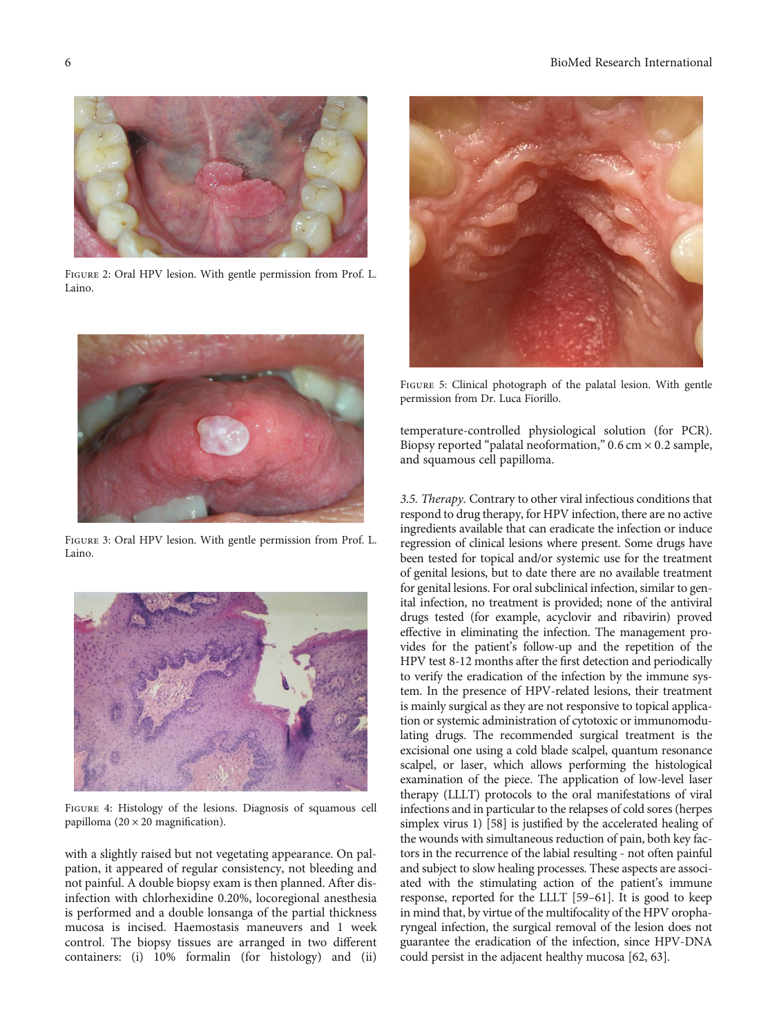Figure 2: Oral HPV lesion. With gentle permission from Prof. L. Laino.

Figure 3: Oral HPV lesion. With gentle permission from Prof. L. Laino.

Figure 4: Histology of the lesions. Diagnosis of squamous cell papilloma (20 × 20 magnification).

with a slightly raised but not vegetating appearance. On palpation, it appeared of regular consistency, not bleeding and not painful. A double biopsy exam is then planned. After disinfection with chlorhexidine 0.20%, locoregional anesthesia is performed and a double lonsanga of the partial thickness mucosa is incised. Haemostasis maneuvers and 1 week control. The biopsy tissues are arranged in two different containers: (i) 10% formalin (for histology) and (ii) temperature-controlled physiological solution (for PCR). Biopsy reported "palatal neoformation," 0.6 cm × 0.2 sample, and squamous cell papilloma.

Figure 5: Clinical photograph of the palatal lesion. With gentle permission from Dr. Luca Fiorillo.

*3.5. Therapy.* Contrary to other viral infectious conditions that respond to drug therapy, for HPV infection, there are no active ingredients available that can eradicate the infection or induce regression of clinical lesions where present. Some drugs have been tested for topical and/or systemic use for the treatment of genital lesions, but to date there are no available treatment for genital lesions. For oral subclinical infection, similar to genital infection, no treatment is provided; none of the antiviral drugs tested (for example, acyclovir and ribavirin) proved effective in eliminating the infection. The management provides for the patient's follow-up and the repetition of the HPV test 8-12 months after the first detection and periodically to verify the eradication of the infection by the immune system. In the presence of HPV-related lesions, their treatment is mainly surgical as they are not responsive to topical application or systemic administration of cytotoxic or immunomodulating drugs. The recommended surgical treatment is the excisional one using a cold blade scalpel, quantum resonance scalpel, or laser, which allows performing the histological examination of the piece. The application of low-level laser therapy (LLLT) protocols to the oral manifestations of viral infections and in particular to the relapses of cold sores (herpes simplex virus 1) [58] is justified by the accelerated healing of the wounds with simultaneous reduction of pain, both key factors in the recurrence of the labial resulting - not often painful and subject to slow healing processes. These aspects are associated with the stimulating action of the patient's immune response, reported for the LLLT [59–61]. It is good to keep in mind that, by virtue of the multifocality of the HPV oropharyngeal infection, the surgical removal of the lesion does not guarantee the eradication of the infection, since HPV-DNA could persist in the adjacent healthy mucosa [62, 63].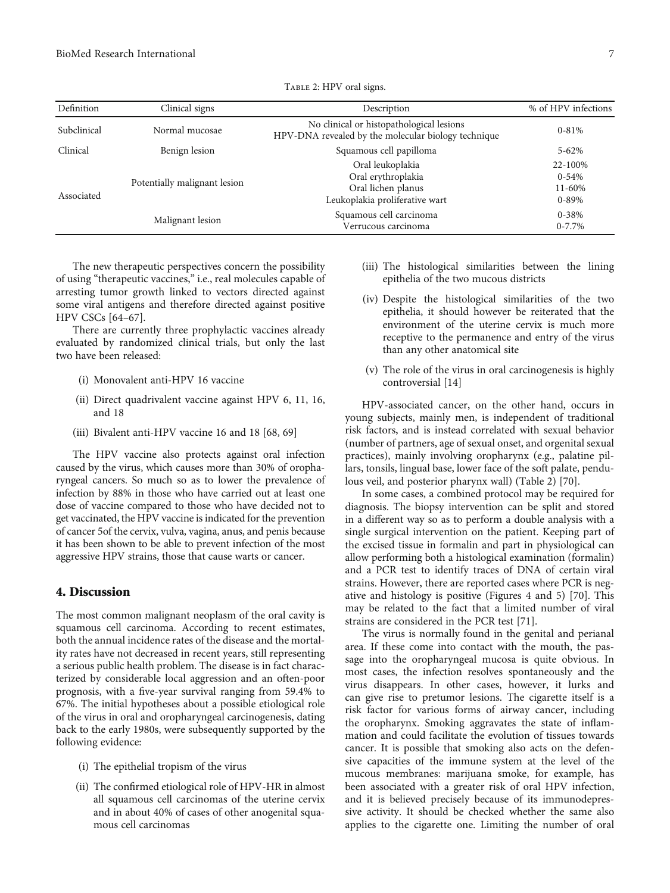Table 2: HPV oral signs.

| Definition | Clinical signs | Description | % of HPV infections |
|---|---|---|---|
| Subclinical | Normal mucosae | No clinical or histopathological lesions HPV-DNA revealed by the molecular biology technique | 0-81% |
| Clinical | Benign lesion | Squamous cell papilloma | 5-62% |
| Associated | Potentially malignant lesion | Oral leukoplakia | 22-100% |
| | | Oral erythroplakia | 0-54% |
| | | Oral lichen planus | 11-60% |
| | | Leukoplakia proliferative wart | 0-89% |
| | Malignant lesion | Squamous cell carcinoma | 0-38% |
| | | Verrucous carcinoma | 0-7.7% |

The new therapeutic perspectives concern the possibility of using "therapeutic vaccines," i.e., real molecules capable of arresting tumor growth linked to vectors directed against some viral antigens and therefore directed against positive HPV CSCs [64–67].

There are currently three prophylactic vaccines already evaluated by randomized clinical trials, but only the last two have been released:

(i) Monovalent anti-HPV 16 vaccine

(ii) Direct quadrivalent vaccine against HPV 6, 11, 16, and 18

(iii) Bivalent anti-HPV vaccine 16 and 18 [68, 69]

The HPV vaccine also protects against oral infection caused by the virus, which causes more than 30% of oropharyngeal cancers. So much so as to lower the prevalence of infection by 88% in those who have carried out at least one dose of vaccine compared to those who have decided not to get vaccinated, the HPV vaccine is indicated for the prevention of cancer 5of the cervix, vulva, vagina, anus, and penis because it has been shown to be able to prevent infection of the most aggressive HPV strains, those that cause warts or cancer.

## 4. Discussion

The most common malignant neoplasm of the oral cavity is squamous cell carcinoma. According to recent estimates, both the annual incidence rates of the disease and the mortality rates have not decreased in recent years, still representing a serious public health problem. The disease is in fact characterized by considerable local aggression and an often-poor prognosis, with a five-year survival ranging from 59.4% to 67%. The initial hypotheses about a possible etiological role of the virus in oral and oropharyngeal carcinogenesis, dating back to the early 1980s, were subsequently supported by the following evidence:

(i) The epithelial tropism of the virus

(ii) The confirmed etiological role of HPV-HR in almost all squamous cell carcinomas of the uterine cervix and in about 40% of cases of other anogenital squamous cell carcinomas

(iii) The histological similarities between the lining epithelia of the two mucous districts

(iv) Despite the histological similarities of the two epithelia, it should however be reiterated that the environment of the uterine cervix is much more receptive to the permanence and entry of the virus than any other anatomical site

(v) The role of the virus in oral carcinogenesis is highly controversial [14]

HPV-associated cancer, on the other hand, occurs in young subjects, mainly men, is independent of traditional risk factors, and is instead correlated with sexual behavior (number of partners, age of sexual onset, and orgenital sexual practices), mainly involving oropharynx (e.g., palatine pillars, tonsils, lingual base, lower face of the soft palate, pendulous veil, and posterior pharynx wall) (Table 2) [70].

In some cases, a combined protocol may be required for diagnosis. The biopsy intervention can be split and stored in a different way so as to perform a double analysis with a single surgical intervention on the patient. Keeping part of the excised tissue in formalin and part in physiological can allow performing both a histological examination (formalin) and a PCR test to identify traces of DNA of certain viral strains. However, there are reported cases where PCR is negative and histology is positive (Figures 4 and 5) [70]. This may be related to the fact that a limited number of viral strains are considered in the PCR test [71].

The virus is normally found in the genital and perianal area. If these come into contact with the mouth, the passage into the oropharyngeal mucosa is quite obvious. In most cases, the infection resolves spontaneously and the virus disappears. In other cases, however, it lurks and can give rise to pretumor lesions. The cigarette itself is a risk factor for various forms of airway cancer, including the oropharynx. Smoking aggravates the state of inflammation and could facilitate the evolution of tissues towards cancer. It is possible that smoking also acts on the defensive capacities of the immune system at the level of the mucous membranes: marijuana smoke, for example, has been associated with a greater risk of oral HPV infection, and it is believed precisely because of its immunodepressive activity. It should be checked whether the same also applies to the cigarette one. Limiting the number of oral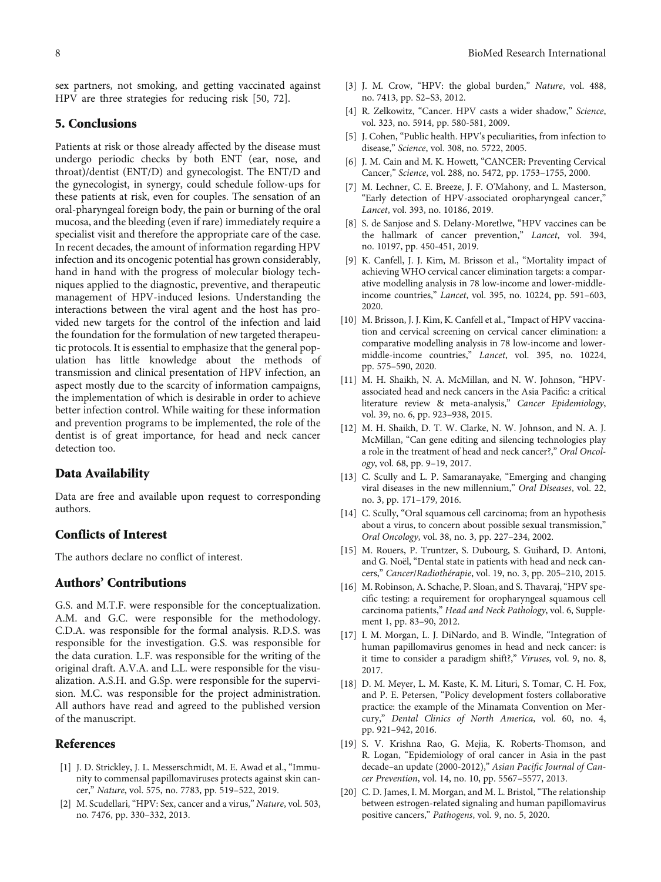sex partners, not smoking, and getting vaccinated against HPV are three strategies for reducing risk [50, 72].

## 5. Conclusions

Patients at risk or those already affected by the disease must undergo periodic checks by both ENT (ear, nose, and throat)/dentist (ENT/D) and gynecologist. The ENT/D and the gynecologist, in synergy, could schedule follow-ups for these patients at risk, even for couples. The sensation of an oral-pharyngeal foreign body, the pain or burning of the oral mucosa, and the bleeding (even if rare) immediately require a specialist visit and therefore the appropriate care of the case. In recent decades, the amount of information regarding HPV infection and its oncogenic potential has grown considerably, hand in hand with the progress of molecular biology techniques applied to the diagnostic, preventive, and therapeutic management of HPV-induced lesions. Understanding the interactions between the viral agent and the host has provided new targets for the control of the infection and laid the foundation for the formulation of new targeted therapeutic protocols. It is essential to emphasize that the general population has little knowledge about the methods of transmission and clinical presentation of HPV infection, an aspect mostly due to the scarcity of information campaigns, the implementation of which is desirable in order to achieve better infection control. While waiting for these information and prevention programs to be implemented, the role of the dentist is of great importance, for head and neck cancer detection too.

## Data Availability

Data are free and available upon request to corresponding authors.

## Conflicts of Interest

The authors declare no conflict of interest.

## Authors' Contributions

G.S. and M.T.F. were responsible for the conceptualization. A.M. and G.C. were responsible for the methodology. C.D.A. was responsible for the formal analysis. R.D.S. was responsible for the investigation. G.S. was responsible for the data curation. L.F. was responsible for the writing of the original draft. A.V.A. and L.L. were responsible for the visualization. A.S.H. and G.Sp. were responsible for the supervision. M.C. was responsible for the project administration. All authors have read and agreed to the published version of the manuscript.

## References

[1] J. D. Strickley, J. L. Messerschmidt, M. E. Awad et al., "Immunity to commensal papillomaviruses protects against skin cancer," *Nature*, vol. 575, no. 7783, pp. 519–522, 2019.

[2] M. Scudellari, "HPV: Sex, cancer and a virus," *Nature*, vol. 503, no. 7476, pp. 330–332, 2013.

[3] J. M. Crow, "HPV: the global burden," *Nature*, vol. 488, no. 7413, pp. S2–S3, 2012.

[4] R. Zelkowitz, "Cancer. HPV casts a wider shadow," *Science*, vol. 323, no. 5914, pp. 580-581, 2009.

[5] J. Cohen, "Public health. HPV's peculiarities, from infection to disease," *Science*, vol. 308, no. 5722, 2005.

[6] J. M. Cain and M. K. Howett, "CANCER: Preventing Cervical Cancer," *Science*, vol. 288, no. 5472, pp. 1753–1755, 2000.

[7] M. Lechner, C. E. Breeze, J. F. O'Mahony, and L. Masterson, "Early detection of HPV-associated oropharyngeal cancer," *Lancet*, vol. 393, no. 10186, 2019.

[8] S. de Sanjose and S. Delany-Moretlwe, "HPV vaccines can be the hallmark of cancer prevention," *Lancet*, vol. 394, no. 10197, pp. 450-451, 2019.

[9] K. Canfell, J. J. Kim, M. Brisson et al., "Mortality impact of achieving WHO cervical cancer elimination targets: a comparative modelling analysis in 78 low-income and lower-middle-income countries," *Lancet*, vol. 395, no. 10224, pp. 591–603, 2020.

[10] M. Brisson, J. J. Kim, K. Canfell et al., "Impact of HPV vaccination and cervical screening on cervical cancer elimination: a comparative modelling analysis in 78 low-income and lower-middle-income countries," *Lancet*, vol. 395, no. 10224, pp. 575–590, 2020.

[11] M. H. Shaikh, N. A. McMillan, and N. W. Johnson, "HPV-associated head and neck cancers in the Asia Pacific: a critical literature review & meta-analysis," *Cancer Epidemiology*, vol. 39, no. 6, pp. 923–938, 2015.

[12] M. H. Shaikh, D. T. W. Clarke, N. W. Johnson, and N. A. J. McMillan, "Can gene editing and silencing technologies play a role in the treatment of head and neck cancer?," *Oral Oncology*, vol. 68, pp. 9–19, 2017.

[13] C. Scully and L. P. Samaranayake, "Emerging and changing viral diseases in the new millennium," *Oral Diseases*, vol. 22, no. 3, pp. 171–179, 2016.

[14] C. Scully, "Oral squamous cell carcinoma; from an hypothesis about a virus, to concern about possible sexual transmission," *Oral Oncology*, vol. 38, no. 3, pp. 227–234, 2002.

[15] M. Rouers, P. Truntzer, S. Dubourg, S. Guihard, D. Antoni, and G. Noël, "Dental state in patients with head and neck cancers," *Cancer/Radiothérapie*, vol. 19, no. 3, pp. 205–210, 2015.

[16] M. Robinson, A. Schache, P. Sloan, and S. Thavaraj, "HPV specific testing: a requirement for oropharyngeal squamous cell carcinoma patients," *Head and Neck Pathology*, vol. 6, Supplement 1, pp. 83–90, 2012.

[17] I. M. Morgan, L. J. DiNardo, and B. Windle, "Integration of human papillomavirus genomes in head and neck cancer: is it time to consider a paradigm shift?," *Viruses*, vol. 9, no. 8, 2017.

[18] D. M. Meyer, L. M. Kaste, K. M. Lituri, S. Tomar, C. H. Fox, and P. E. Petersen, "Policy development fosters collaborative practice: the example of the Minamata Convention on Mercury," *Dental Clinics of North America*, vol. 60, no. 4, pp. 921–942, 2016.

[19] S. V. Krishna Rao, G. Mejia, K. Roberts-Thomson, and R. Logan, "Epidemiology of oral cancer in Asia in the past decade–an update (2000-2012)," *Asian Pacific Journal of Cancer Prevention*, vol. 14, no. 10, pp. 5567–5577, 2013.

[20] C. D. James, I. M. Morgan, and M. L. Bristol, "The relationship between estrogen-related signaling and human papillomavirus positive cancers," *Pathogens*, vol. 9, no. 5, 2020.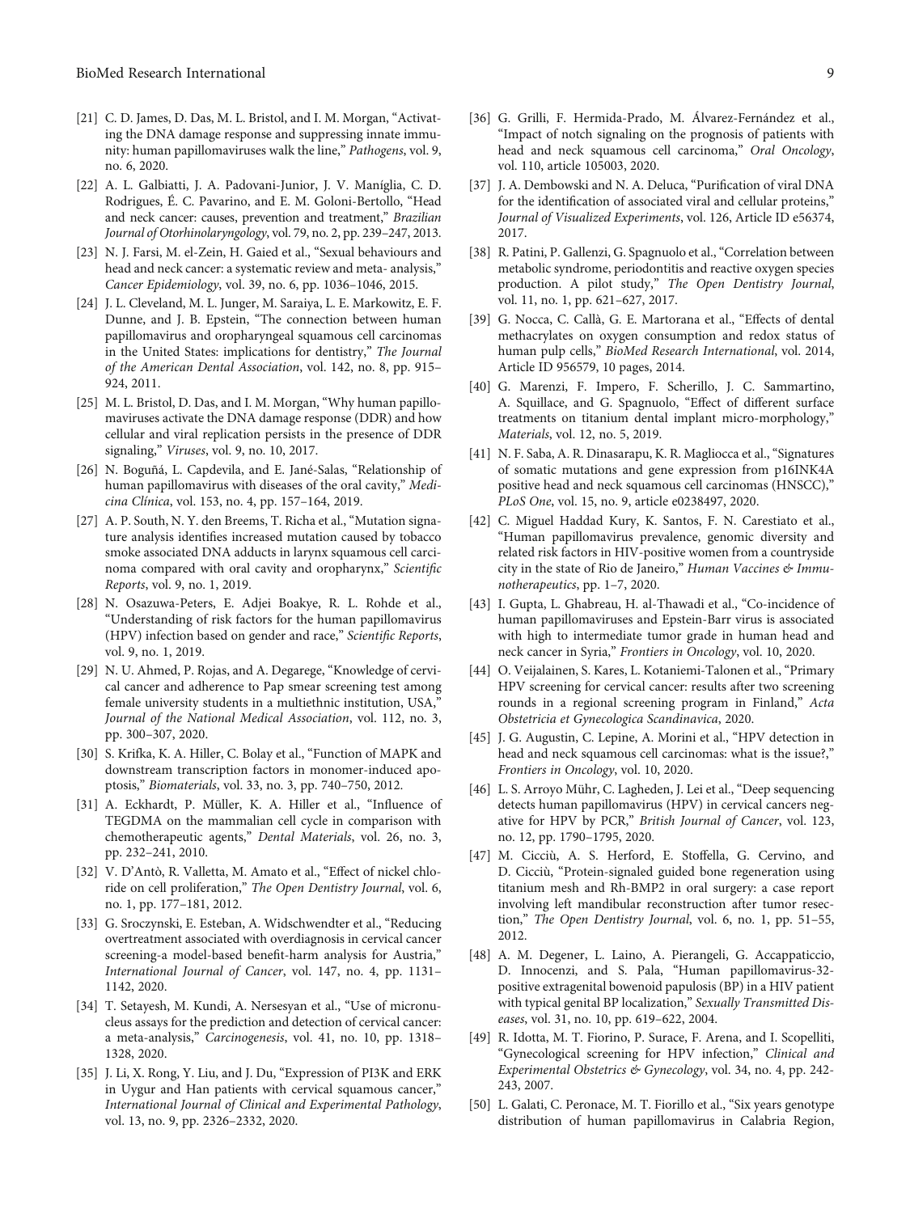[21] C. D. James, D. Das, M. L. Bristol, and I. M. Morgan, "Activating the DNA damage response and suppressing innate immunity: human papillomaviruses walk the line," *Pathogens*, vol. 9, no. 6, 2020.

[22] A. L. Galbiatti, J. A. Padovani-Junior, J. V. Maníglia, C. D. Rodrigues, É. C. Pavarino, and E. M. Goloni-Bertollo, "Head and neck cancer: causes, prevention and treatment," *Brazilian Journal of Otorhinolaryngology*, vol. 79, no. 2, pp. 239–247, 2013.

[23] N. J. Farsi, M. el-Zein, H. Gaied et al., "Sexual behaviours and head and neck cancer: a systematic review and meta- analysis," *Cancer Epidemiology*, vol. 39, no. 6, pp. 1036–1046, 2015.

[24] J. L. Cleveland, M. L. Junger, M. Saraiya, L. E. Markowitz, E. F. Dunne, and J. B. Epstein, "The connection between human papillomavirus and oropharyngeal squamous cell carcinomas in the United States: implications for dentistry," *The Journal of the American Dental Association*, vol. 142, no. 8, pp. 915–924, 2011.

[25] M. L. Bristol, D. Das, and I. M. Morgan, "Why human papillomaviruses activate the DNA damage response (DDR) and how cellular and viral replication persists in the presence of DDR signaling," *Viruses*, vol. 9, no. 10, 2017.

[26] N. Boguñá, L. Capdevila, and E. Jané-Salas, "Relationship of human papillomavirus with diseases of the oral cavity," *Medicina Clínica*, vol. 153, no. 4, pp. 157–164, 2019.

[27] A. P. South, N. Y. den Breems, T. Richa et al., "Mutation signature analysis identifies increased mutation caused by tobacco smoke associated DNA adducts in larynx squamous cell carcinoma compared with oral cavity and oropharynx," *Scientific Reports*, vol. 9, no. 1, 2019.

[28] N. Osazuwa-Peters, E. Adjei Boakye, R. L. Rohde et al., "Understanding of risk factors for the human papillomavirus (HPV) infection based on gender and race," *Scientific Reports*, vol. 9, no. 1, 2019.

[29] N. U. Ahmed, P. Rojas, and A. Degarege, "Knowledge of cervical cancer and adherence to Pap smear screening test among female university students in a multiethnic institution, USA," *Journal of the National Medical Association*, vol. 112, no. 3, pp. 300–307, 2020.

[30] S. Krifka, K. A. Hiller, C. Bolay et al., "Function of MAPK and downstream transcription factors in monomer-induced apoptosis," *Biomaterials*, vol. 33, no. 3, pp. 740–750, 2012.

[31] A. Eckhardt, P. Müller, K. A. Hiller et al., "Influence of TEGDMA on the mammalian cell cycle in comparison with chemotherapeutic agents," *Dental Materials*, vol. 26, no. 3, pp. 232–241, 2010.

[32] V. D'Antò, R. Valletta, M. Amato et al., "Effect of nickel chloride on cell proliferation," *The Open Dentistry Journal*, vol. 6, no. 1, pp. 177–181, 2012.

[33] G. Sroczynski, E. Esteban, A. Widschwendter et al., "Reducing overtreatment associated with overdiagnosis in cervical cancer screening-a model-based benefit-harm analysis for Austria," *International Journal of Cancer*, vol. 147, no. 4, pp. 1131–1142, 2020.

[34] T. Setayesh, M. Kundi, A. Nersesyan et al., "Use of micronucleus assays for the prediction and detection of cervical cancer: a meta-analysis," *Carcinogenesis*, vol. 41, no. 10, pp. 1318–1328, 2020.

[35] J. Li, X. Rong, Y. Liu, and J. Du, "Expression of PI3K and ERK in Uygur and Han patients with cervical squamous cancer," *International Journal of Clinical and Experimental Pathology*, vol. 13, no. 9, pp. 2326–2332, 2020.

[36] G. Grilli, F. Hermida-Prado, M. Álvarez-Fernández et al., "Impact of notch signaling on the prognosis of patients with head and neck squamous cell carcinoma," *Oral Oncology*, vol. 110, article 105003, 2020.

[37] J. A. Dembowski and N. A. Deluca, "Purification of viral DNA for the identification of associated viral and cellular proteins," *Journal of Visualized Experiments*, vol. 126, Article ID e56374, 2017.

[38] R. Patini, P. Gallenzi, G. Spagnuolo et al., "Correlation between metabolic syndrome, periodontitis and reactive oxygen species production. A pilot study," *The Open Dentistry Journal*, vol. 11, no. 1, pp. 621–627, 2017.

[39] G. Nocca, C. Callà, G. E. Martorana et al., "Effects of dental methacrylates on oxygen consumption and redox status of human pulp cells," *BioMed Research International*, vol. 2014, Article ID 956579, 10 pages, 2014.

[40] G. Marenzi, F. Impero, F. Scherillo, J. C. Sammartino, A. Squillace, and G. Spagnuolo, "Effect of different surface treatments on titanium dental implant micro-morphology," *Materials*, vol. 12, no. 5, 2019.

[41] N. F. Saba, A. R. Dinasarapu, K. R. Magliocca et al., "Signatures of somatic mutations and gene expression from p16INK4A positive head and neck squamous cell carcinomas (HNSCC)," *PLoS One*, vol. 15, no. 9, article e0238497, 2020.

[42] C. Miguel Haddad Kury, K. Santos, F. N. Carestiato et al., "Human papillomavirus prevalence, genomic diversity and related risk factors in HIV-positive women from a countryside city in the state of Rio de Janeiro," *Human Vaccines & Immunotherapeutics*, pp. 1–7, 2020.

[43] I. Gupta, L. Ghabreau, H. al-Thawadi et al., "Co-incidence of human papillomaviruses and Epstein-Barr virus is associated with high to intermediate tumor grade in human head and neck cancer in Syria," *Frontiers in Oncology*, vol. 10, 2020.

[44] O. Veijalainen, S. Kares, L. Kotaniemi-Talonen et al., "Primary HPV screening for cervical cancer: results after two screening rounds in a regional screening program in Finland," *Acta Obstetricia et Gynecologica Scandinavica*, 2020.

[45] J. G. Augustin, C. Lepine, A. Morini et al., "HPV detection in head and neck squamous cell carcinomas: what is the issue?," *Frontiers in Oncology*, vol. 10, 2020.

[46] L. S. Arroyo Mühr, C. Lagheden, J. Lei et al., "Deep sequencing detects human papillomavirus (HPV) in cervical cancers negative for HPV by PCR," *British Journal of Cancer*, vol. 123, no. 12, pp. 1790–1795, 2020.

[47] M. Cicciù, A. S. Herford, E. Stoffella, G. Cervino, and D. Cicciù, "Protein-signaled guided bone regeneration using titanium mesh and Rh-BMP2 in oral surgery: a case report involving left mandibular reconstruction after tumor resection," *The Open Dentistry Journal*, vol. 6, no. 1, pp. 51–55, 2012.

[48] A. M. Degener, L. Laino, A. Pierangeli, G. Accappaticcio, D. Innocenzi, and S. Pala, "Human papillomavirus-32-positive extragenital bowenoid papulosis (BP) in a HIV patient with typical genital BP localization," *Sexually Transmitted Diseases*, vol. 31, no. 10, pp. 619–622, 2004.

[49] R. Idotta, M. T. Fiorino, P. Surace, F. Arena, and I. Scopelliti, "Gynecological screening for HPV infection," *Clinical and Experimental Obstetrics & Gynecology*, vol. 34, no. 4, pp. 242-243, 2007.

[50] L. Galati, C. Peronace, M. T. Fiorillo et al., "Six years genotype distribution of human papillomavirus in Calabria Region,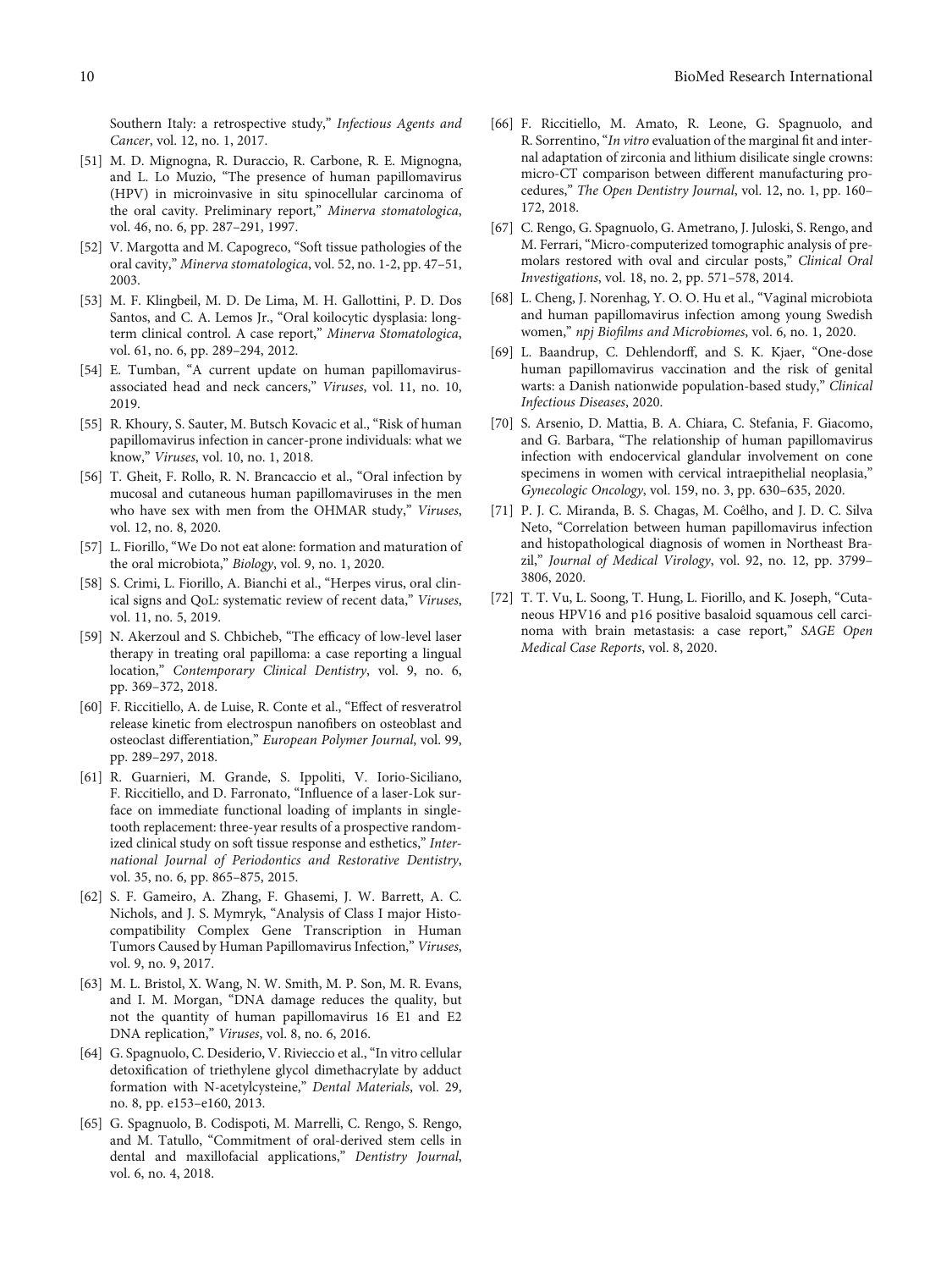Southern Italy: a retrospective study," *Infectious Agents and Cancer*, vol. 12, no. 1, 2017.

[51] M. D. Mignogna, R. Duraccio, R. Carbone, R. E. Mignogna, and L. Lo Muzio, "The presence of human papillomavirus (HPV) in microinvasive in situ spinocellular carcinoma of the oral cavity. Preliminary report," *Minerva stomatologica*, vol. 46, no. 6, pp. 287–291, 1997.

[52] V. Margotta and M. Capogreco, "Soft tissue pathologies of the oral cavity," *Minerva stomatologica*, vol. 52, no. 1-2, pp. 47–51, 2003.

[53] M. F. Klingbeil, M. D. De Lima, M. H. Gallottini, P. D. Dos Santos, and C. A. Lemos Jr., "Oral koilocytic dysplasia: long-term clinical control. A case report," *Minerva Stomatologica*, vol. 61, no. 6, pp. 289–294, 2012.

[54] E. Tumban, "A current update on human papillomavirus-associated head and neck cancers," *Viruses*, vol. 11, no. 10, 2019.

[55] R. Khoury, S. Sauter, M. Butsch Kovacic et al., "Risk of human papillomavirus infection in cancer-prone individuals: what we know," *Viruses*, vol. 10, no. 1, 2018.

[56] T. Gheit, F. Rollo, R. N. Brancaccio et al., "Oral infection by mucosal and cutaneous human papillomaviruses in the men who have sex with men from the OHMAR study," *Viruses*, vol. 12, no. 8, 2020.

[57] L. Fiorillo, "We Do not eat alone: formation and maturation of the oral microbiota," *Biology*, vol. 9, no. 1, 2020.

[58] S. Crimi, L. Fiorillo, A. Bianchi et al., "Herpes virus, oral clinical signs and QoL: systematic review of recent data," *Viruses*, vol. 11, no. 5, 2019.

[59] N. Akerzoul and S. Chbicheb, "The efficacy of low-level laser therapy in treating oral papilloma: a case reporting a lingual location," *Contemporary Clinical Dentistry*, vol. 9, no. 6, pp. 369–372, 2018.

[60] F. Riccitiello, A. de Luise, R. Conte et al., "Effect of resveratrol release kinetic from electrospun nanofibers on osteoblast and osteoclast differentiation," *European Polymer Journal*, vol. 99, pp. 289–297, 2018.

[61] R. Guarnieri, M. Grande, S. Ippoliti, V. Iorio-Siciliano, F. Riccitiello, and D. Farronato, "Influence of a laser-Lok surface on immediate functional loading of implants in single-tooth replacement: three-year results of a prospective randomized clinical study on soft tissue response and esthetics," *International Journal of Periodontics and Restorative Dentistry*, vol. 35, no. 6, pp. 865–875, 2015.

[62] S. F. Gameiro, A. Zhang, F. Ghasemi, J. W. Barrett, A. C. Nichols, and J. S. Mymryk, "Analysis of Class I major Histocompatibility Complex Gene Transcription in Human Tumors Caused by Human Papillomavirus Infection," *Viruses*, vol. 9, no. 9, 2017.

[63] M. L. Bristol, X. Wang, N. W. Smith, M. P. Son, M. R. Evans, and I. M. Morgan, "DNA damage reduces the quality, but not the quantity of human papillomavirus 16 E1 and E2 DNA replication," *Viruses*, vol. 8, no. 6, 2016.

[64] G. Spagnuolo, C. Desiderio, V. Rivieccio et al., "In vitro cellular detoxification of triethylene glycol dimethacrylate by adduct formation with N-acetylcysteine," *Dental Materials*, vol. 29, no. 8, pp. e153–e160, 2013.

[65] G. Spagnuolo, B. Codispoti, M. Marrelli, C. Rengo, S. Rengo, and M. Tatullo, "Commitment of oral-derived stem cells in dental and maxillofacial applications," *Dentistry Journal*, vol. 6, no. 4, 2018.

[66] F. Riccitiello, M. Amato, R. Leone, G. Spagnuolo, and R. Sorrentino, "*In vitro* evaluation of the marginal fit and internal adaptation of zirconia and lithium disilicate single crowns: micro-CT comparison between different manufacturing procedures," *The Open Dentistry Journal*, vol. 12, no. 1, pp. 160–172, 2018.

[67] C. Rengo, G. Spagnuolo, G. Ametrano, J. Juloski, S. Rengo, and M. Ferrari, "Micro-computerized tomographic analysis of premolars restored with oval and circular posts," *Clinical Oral Investigations*, vol. 18, no. 2, pp. 571–578, 2014.

[68] L. Cheng, J. Norenhag, Y. O. O. Hu et al., "Vaginal microbiota and human papillomavirus infection among young Swedish women," *npj Biofilms and Microbiomes*, vol. 6, no. 1, 2020.

[69] L. Baandrup, C. Dehlendorff, and S. K. Kjaer, "One-dose human papillomavirus vaccination and the risk of genital warts: a Danish nationwide population-based study," *Clinical Infectious Diseases*, 2020.

[70] S. Arsenio, D. Mattia, B. A. Chiara, C. Stefania, F. Giacomo, and G. Barbara, "The relationship of human papillomavirus infection with endocervical glandular involvement on cone specimens in women with cervical intraepithelial neoplasia," *Gynecologic Oncology*, vol. 159, no. 3, pp. 630–635, 2020.

[71] P. J. C. Miranda, B. S. Chagas, M. Coêlho, and J. D. C. Silva Neto, "Correlation between human papillomavirus infection and histopathological diagnosis of women in Northeast Brazil," *Journal of Medical Virology*, vol. 92, no. 12, pp. 3799–3806, 2020.

[72] T. T. Vu, L. Soong, T. Hung, L. Fiorillo, and K. Joseph, "Cutaneous HPV16 and p16 positive basaloid squamous cell carcinoma with brain metastasis: a case report," *SAGE Open Medical Case Reports*, vol. 8, 2020.